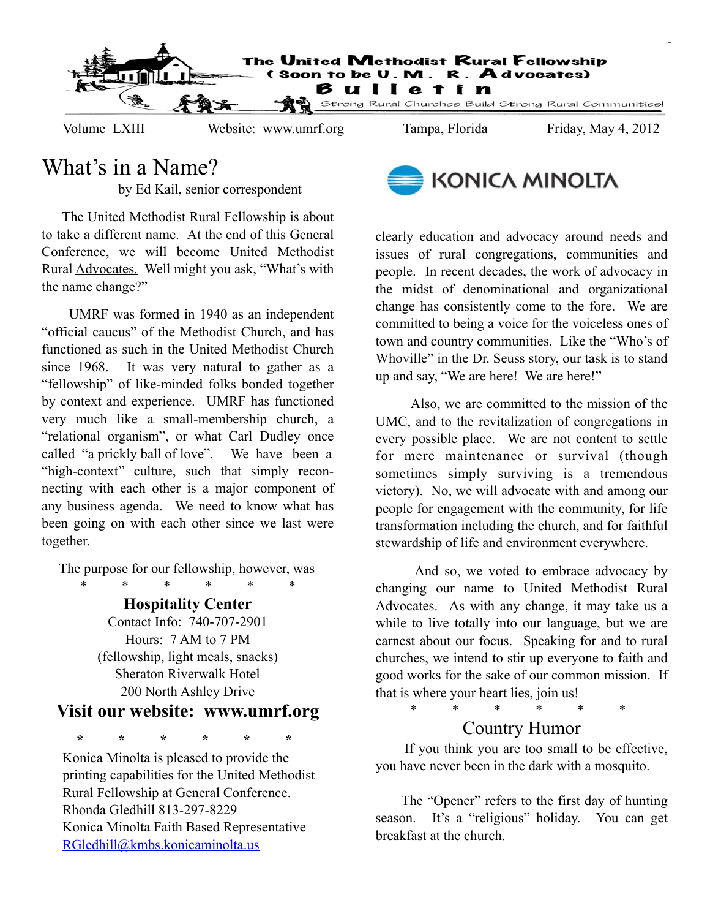# The United Methodist Rural Fellowship
### (Soon to be U.M.R. Advocates)
## Bulletin
Strong Rural Churches Build Strong Rural Communities!

Volume LXIII | Website: www.umrf.org | Tampa, Florida | Friday, May 4, 2012

## What's in a Name?

by Ed Kail, senior correspondent

The United Methodist Rural Fellowship is about to take a different name. At the end of this General Conference, we will become United Methodist Rural Advocates. Well might you ask, "What's with the name change?"

UMRF was formed in 1940 as an independent "official caucus" of the Methodist Church, and has functioned as such in the United Methodist Church since 1968. It was very natural to gather as a "fellowship" of like-minded folks bonded together by context and experience. UMRF has functioned very much like a small-membership church, a "relational organism", or what Carl Dudley once called "a prickly ball of love". We have been a "high-context" culture, such that simply reconnecting with each other is a major component of any business agenda. We need to know what has been going on with each other since we last were together.

The purpose for our fellowship, however, was clearly education and advocacy around needs and issues of rural congregations, communities and people. In recent decades, the work of advocacy in the midst of denominational and organizational change has consistently come to the fore. We are committed to being a voice for the voiceless ones of town and country communities. Like the "Who's of Whoville" in the Dr. Seuss story, our task is to stand up and say, "We are here! We are here!"

Also, we are committed to the mission of the UMC, and to the revitalization of congregations in every possible place. We are not content to settle for mere maintenance or survival (though sometimes simply surviving is a tremendous victory). No, we will advocate with and among our people for engagement with the community, for life transformation including the church, and for faithful stewardship of life and environment everywhere.

And so, we voted to embrace advocacy by changing our name to United Methodist Rural Advocates. As with any change, it may take us a while to live totally into our language, but we are earnest about our focus. Speaking for and to rural churches, we intend to stir up everyone to faith and good works for the sake of our common mission. If that is where your heart lies, join us!

\* \* \* \* \* \*

### Hospitality Center

Contact Info: 740-707-2901
Hours: 7 AM to 7 PM
(fellowship, light meals, snacks)
Sheraton Riverwalk Hotel
200 North Ashley Drive

## Visit our website: www.umrf.org

\* \* \* \* \* \*

KONICA MINOLTA

Konica Minolta is pleased to provide the printing capabilities for the United Methodist Rural Fellowship at General Conference.
Rhonda Gledhill 813-297-8229
Konica Minolta Faith Based Representative
RGledhill@kmbs.konicaminolta.us

\* \* \* \* \* \*

### Country Humor

If you think you are too small to be effective, you have never been in the dark with a mosquito.

The "Opener" refers to the first day of hunting season. It's a "religious" holiday. You can get breakfast at the church.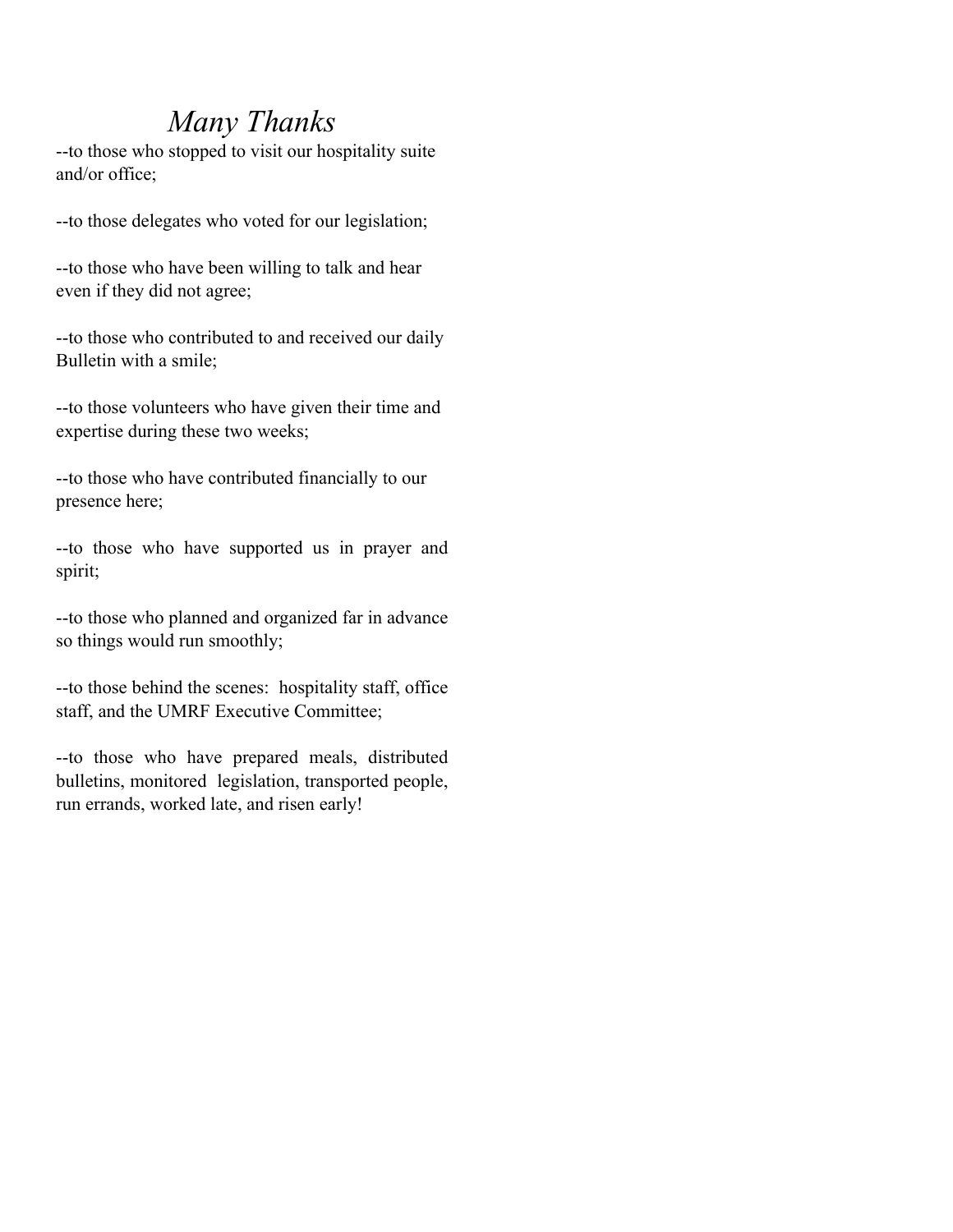# *Many Thanks*

--to those who stopped to visit our hospitality suite and/or office;

--to those delegates who voted for our legislation;

--to those who have been willing to talk and hear even if they did not agree;

--to those who contributed to and received our daily Bulletin with a smile;

--to those volunteers who have given their time and expertise during these two weeks;

--to those who have contributed financially to our presence here;

--to those who have supported us in prayer and spirit;

--to those who planned and organized far in advance so things would run smoothly;

--to those behind the scenes: hospitality staff, office staff, and the UMRF Executive Committee;

--to those who have prepared meals, distributed bulletins, monitored legislation, transported people, run errands, worked late, and risen early!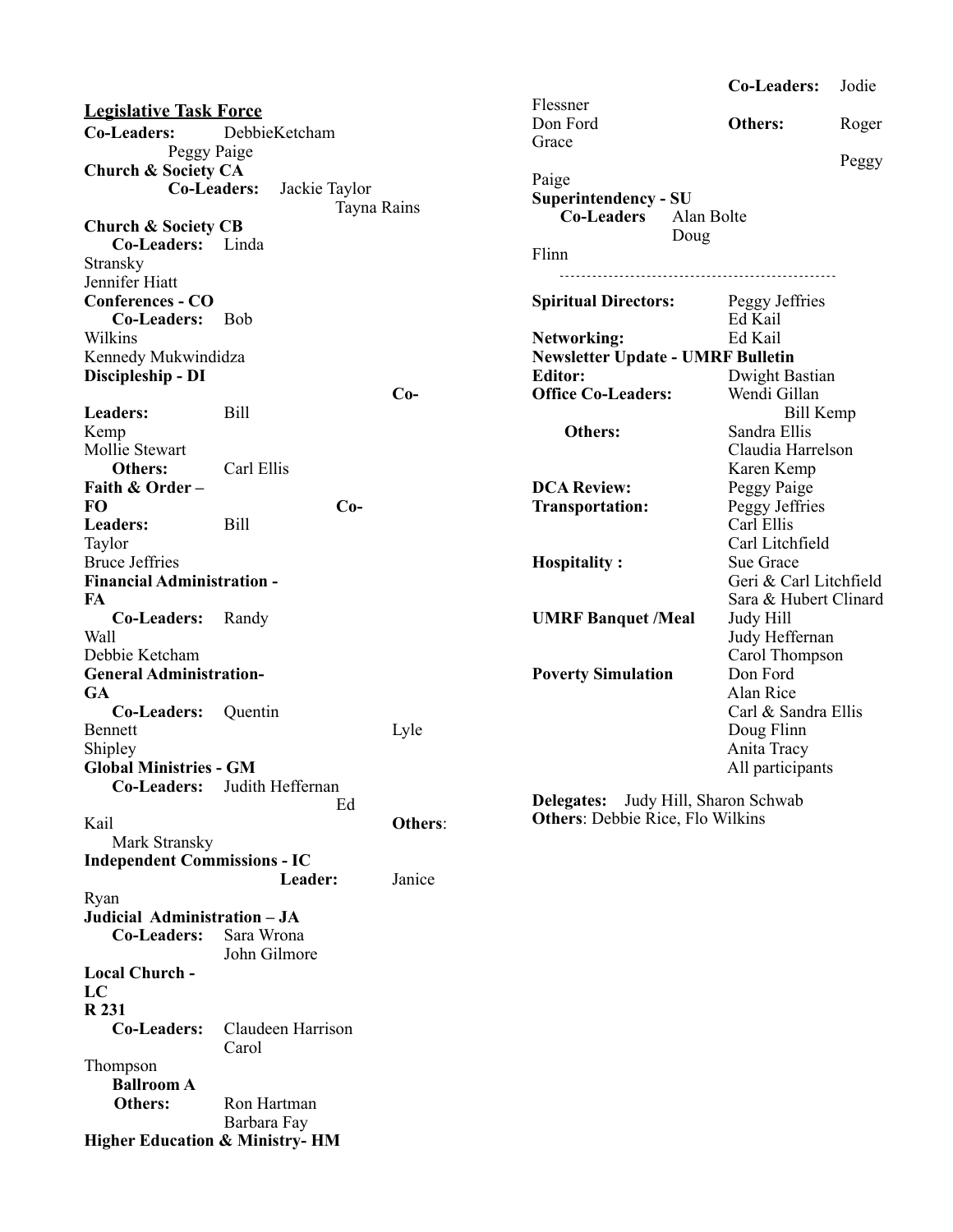## Legislative Task Force

**Co-Leaders:** DebbieKetcham
Peggy Paige

**Church & Society CA**
**Co-Leaders:** Jackie Taylor
Tayna Rains

**Church & Society CB**
**Co-Leaders:** Linda Stransky
Jennifer Hiatt

**Conferences - CO**
**Co-Leaders:** Bob Wilkins
Kennedy Mukwindidza

**Discipleship - DI**
**Co-Leaders:** Bill Kemp
Mollie Stewart
**Others:** Carl Ellis

**Faith & Order – FO**
**Co-Leaders:** Bill Taylor
Bruce Jeffries

**Financial Administration - FA**
**Co-Leaders:** Randy Wall
Debbie Ketcham

**General Administration- GA**
**Co-Leaders:** Quentin Bennett
Lyle Shipley

**Global Ministries - GM**
**Co-Leaders:** Judith Heffernan
Ed Kail
**Others**: Mark Stransky

**Independent Commissions - IC**
**Leader:** Janice Ryan

**Judicial Administration – JA**
**Co-Leaders:** Sara Wrona
John Gilmore

**Local Church - LC**
**R 231**
**Co-Leaders:** Claudeen Harrison
Carol Thompson
**Ballroom A**
**Others:** Ron Hartman
Barbara Fay

**Higher Education & Ministry- HM**
**Co-Leaders:** Jodie Flessner
Don Ford
**Others:** Roger Grace
Peggy Paige

**Superintendency - SU**
**Co-Leaders** Alan Bolte
Doug Flinn

---

**Spiritual Directors:** Peggy Jeffries
Ed Kail

**Networking:** Ed Kail

**Newsletter Update - UMRF Bulletin**
**Editor:** Dwight Bastian
**Office Co-Leaders:** Wendi Gillan
Bill Kemp
**Others:** Sandra Ellis
Claudia Harrelson
Karen Kemp

**DCA Review:** Peggy Paige

**Transportation:** Peggy Jeffries
Carl Ellis
Carl Litchfield

**Hospitality :** Sue Grace
Geri & Carl Litchfield
Sara & Hubert Clinard

**UMRF Banquet /Meal** Judy Hill
Judy Heffernan
Carol Thompson

**Poverty Simulation** Don Ford
Alan Rice
Carl & Sandra Ellis
Doug Flinn
Anita Tracy
All participants

**Delegates:** Judy Hill, Sharon Schwab
**Others**: Debbie Rice, Flo Wilkins